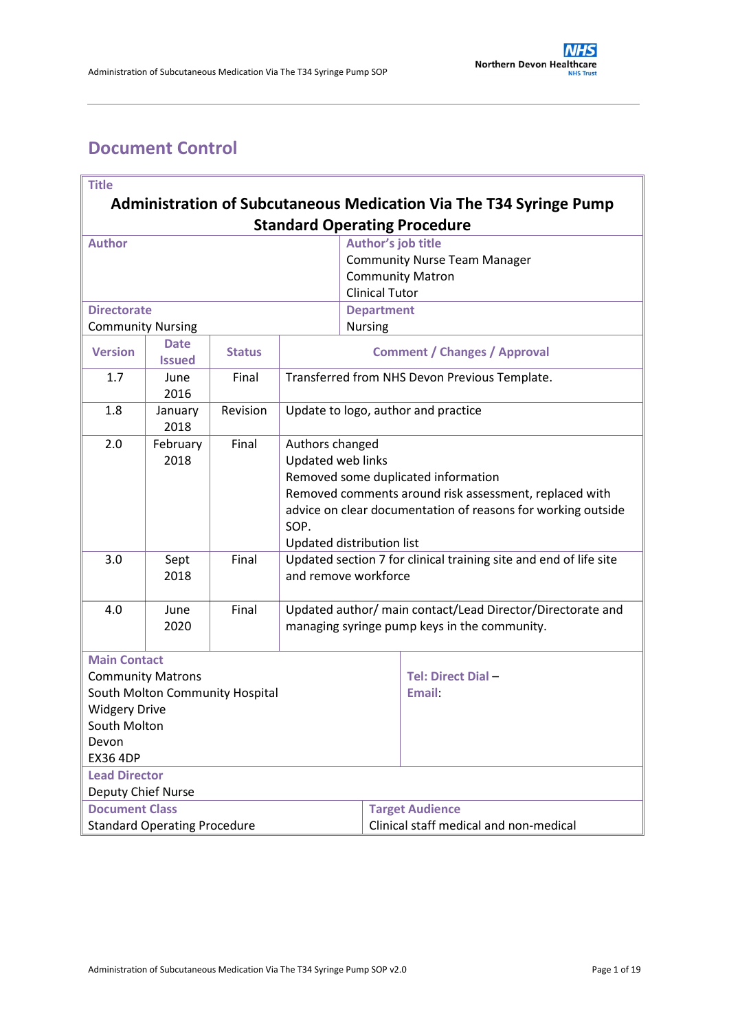# Document Control

| **Title** | | | |
|---|---|---|---|
| **Administration of Subcutaneous Medication Via The T34 Syringe Pump Standard Operating Procedure** | | | |
| **Author** | | **Author's job title**<br>Community Nurse Team Manager<br>Community Matron<br>Clinical Tutor | |
| **Directorate**<br>Community Nursing | | **Department**<br>Nursing | |
| **Version** | **Date Issued** | **Status** | **Comment / Changes / Approval** |
| 1.7 | June 2016 | Final | Transferred from NHS Devon Previous Template. |
| 1.8 | January 2018 | Revision | Update to logo, author and practice |
| 2.0 | February 2018 | Final | Authors changed<br>Updated web links<br>Removed some duplicated information<br>Removed comments around risk assessment, replaced with advice on clear documentation of reasons for working outside SOP.<br>Updated distribution list |
| 3.0 | Sept 2018 | Final | Updated section 7 for clinical training site and end of life site and remove workforce |
| 4.0 | June 2020 | Final | Updated author/ main contact/Lead Director/Directorate and managing syringe pump keys in the community. |
| **Main Contact**<br>Community Matrons<br>South Molton Community Hospital<br>Widgery Drive<br>South Molton<br>Devon<br>EX36 4DP | | **Tel: Direct Dial** –<br>**Email**: | |
| **Lead Director**<br>Deputy Chief Nurse | | | |
| **Document Class**<br>Standard Operating Procedure | | **Target Audience**<br>Clinical staff medical and non-medical | |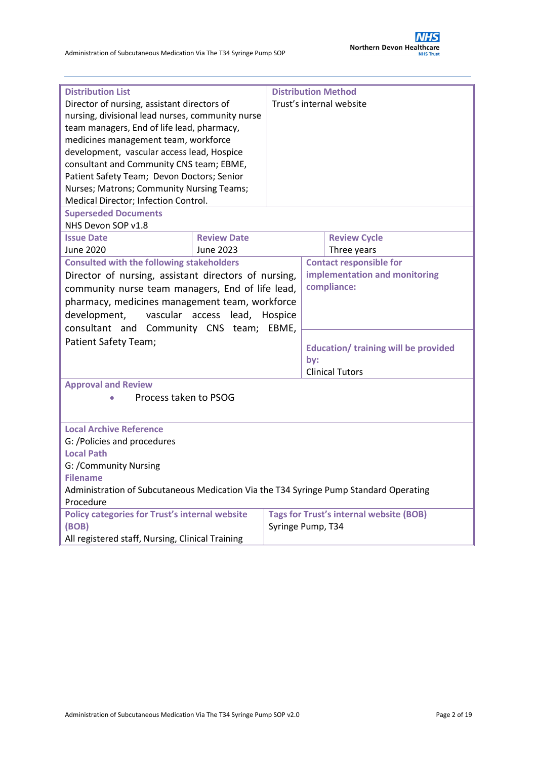| **Distribution List** | **Distribution Method** |
|---|---|
| Director of nursing, assistant directors of nursing, divisional lead nurses, community nurse team managers, End of life lead, pharmacy, medicines management team, workforce development, vascular access lead, Hospice consultant and Community CNS team; EBME, Patient Safety Team; Devon Doctors; Senior Nurses; Matrons; Community Nursing Teams; Medical Director; Infection Control. | Trust's internal website |

| **Superseded Documents** |
|---|
| NHS Devon SOP v1.8 |

| **Issue Date** | **Review Date** | **Review Cycle** |
|---|---|---|
| June 2020 | June 2023 | Three years |

| **Consulted with the following stakeholders** | **Contact responsible for implementation and monitoring compliance:** |
|---|---|
| Director of nursing, assistant directors of nursing, community nurse team managers, End of life lead, pharmacy, medicines management team, workforce development, vascular access lead, Hospice consultant and Community CNS team; EBME, Patient Safety Team; | **Education/ training will be provided by:** Clinical Tutors |

**Approval and Review**

- Process taken to PSOG

**Local Archive Reference**
G: /Policies and procedures

**Local Path**
G: /Community Nursing

**Filename**
Administration of Subcutaneous Medication Via the T34 Syringe Pump Standard Operating Procedure

| **Policy categories for Trust's internal website (BOB)** | **Tags for Trust's internal website (BOB)** |
|---|---|
| All registered staff, Nursing, Clinical Training | Syringe Pump, T34 |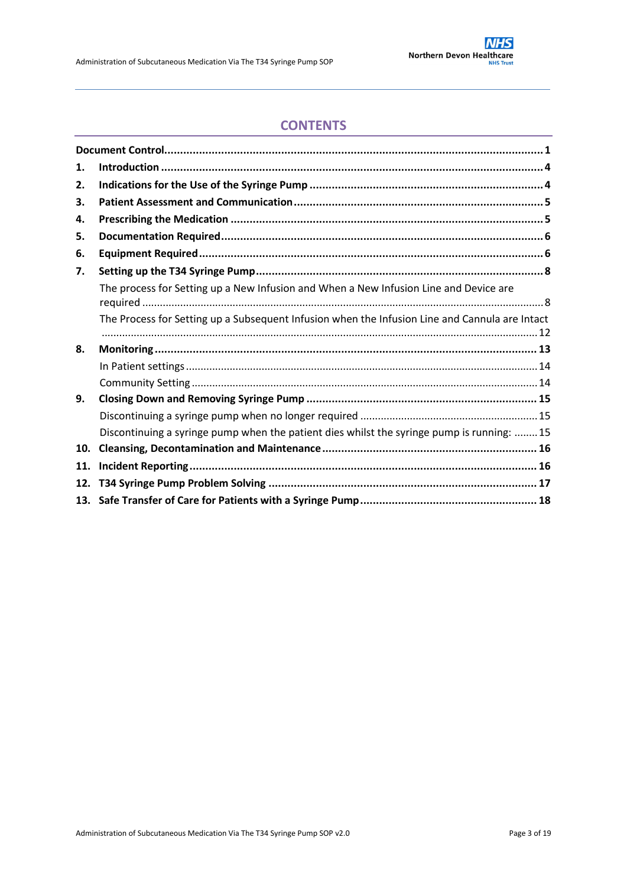## CONTENTS

**Document Control** .......... **1**

1. **Introduction** .......... **4**
2. **Indications for the Use of the Syringe Pump** .......... **4**
3. **Patient Assessment and Communication** .......... **5**
4. **Prescribing the Medication** .......... **5**
5. **Documentation Required** .......... **6**
6. **Equipment Required** .......... **6**
7. **Setting up the T34 Syringe Pump** .......... **8**
   - The process for Setting up a New Infusion and When a New Infusion Line and Device are required .......... 8
   - The Process for Setting up a Subsequent Infusion when the Infusion Line and Cannula are Intact .......... 12
8. **Monitoring** .......... **13**
   - In Patient settings .......... 14
   - Community Setting .......... 14
9. **Closing Down and Removing Syringe Pump** .......... **15**
   - Discontinuing a syringe pump when no longer required .......... 15
   - Discontinuing a syringe pump when the patient dies whilst the syringe pump is running: .......... 15
10. **Cleansing, Decontamination and Maintenance** .......... **16**
11. **Incident Reporting** .......... **16**
12. **T34 Syringe Pump Problem Solving** .......... **17**
13. **Safe Transfer of Care for Patients with a Syringe Pump** .......... **18**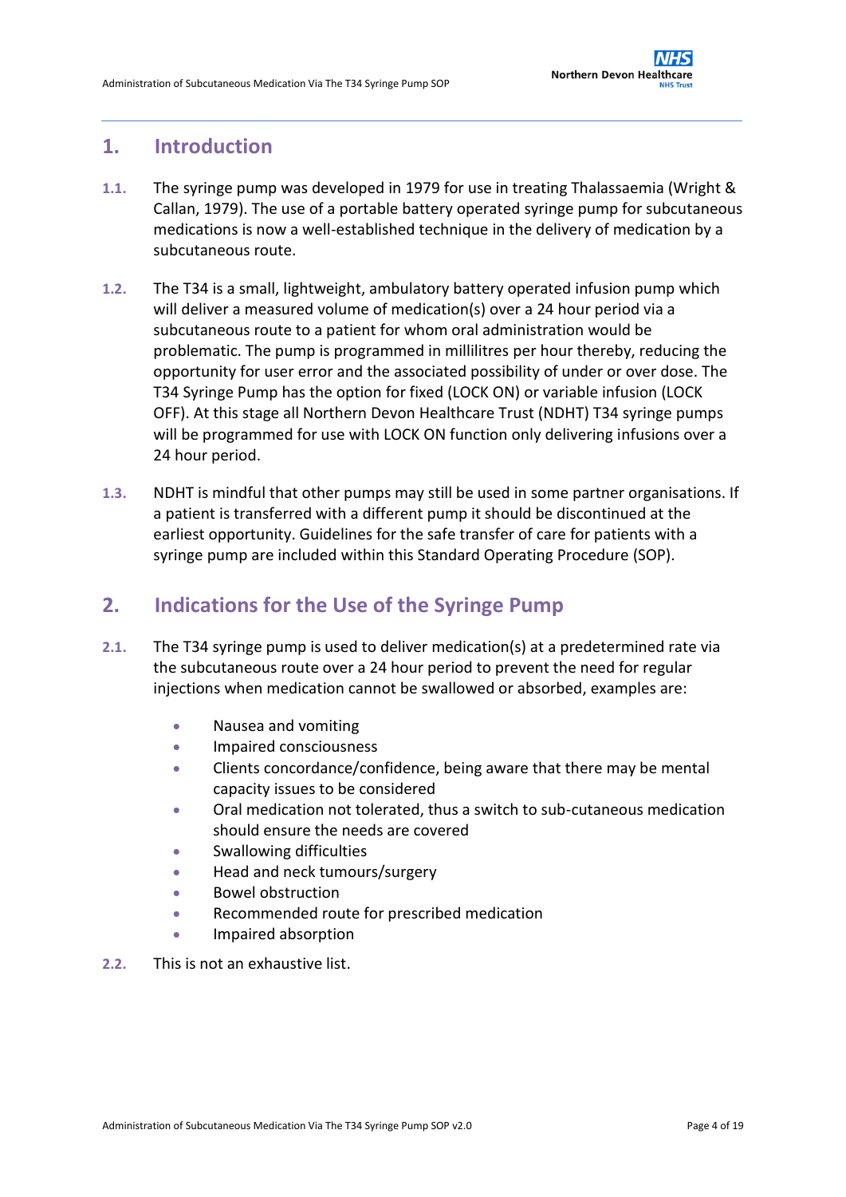## 1. Introduction

**1.1.** The syringe pump was developed in 1979 for use in treating Thalassaemia (Wright & Callan, 1979). The use of a portable battery operated syringe pump for subcutaneous medications is now a well-established technique in the delivery of medication by a subcutaneous route.

**1.2.** The T34 is a small, lightweight, ambulatory battery operated infusion pump which will deliver a measured volume of medication(s) over a 24 hour period via a subcutaneous route to a patient for whom oral administration would be problematic. The pump is programmed in millilitres per hour thereby, reducing the opportunity for user error and the associated possibility of under or over dose. The T34 Syringe Pump has the option for fixed (LOCK ON) or variable infusion (LOCK OFF). At this stage all Northern Devon Healthcare Trust (NDHT) T34 syringe pumps will be programmed for use with LOCK ON function only delivering infusions over a 24 hour period.

**1.3.** NDHT is mindful that other pumps may still be used in some partner organisations. If a patient is transferred with a different pump it should be discontinued at the earliest opportunity. Guidelines for the safe transfer of care for patients with a syringe pump are included within this Standard Operating Procedure (SOP).

## 2. Indications for the Use of the Syringe Pump

**2.1.** The T34 syringe pump is used to deliver medication(s) at a predetermined rate via the subcutaneous route over a 24 hour period to prevent the need for regular injections when medication cannot be swallowed or absorbed, examples are:

- Nausea and vomiting
- Impaired consciousness
- Clients concordance/confidence, being aware that there may be mental capacity issues to be considered
- Oral medication not tolerated, thus a switch to sub-cutaneous medication should ensure the needs are covered
- Swallowing difficulties
- Head and neck tumours/surgery
- Bowel obstruction
- Recommended route for prescribed medication
- Impaired absorption

**2.2.** This is not an exhaustive list.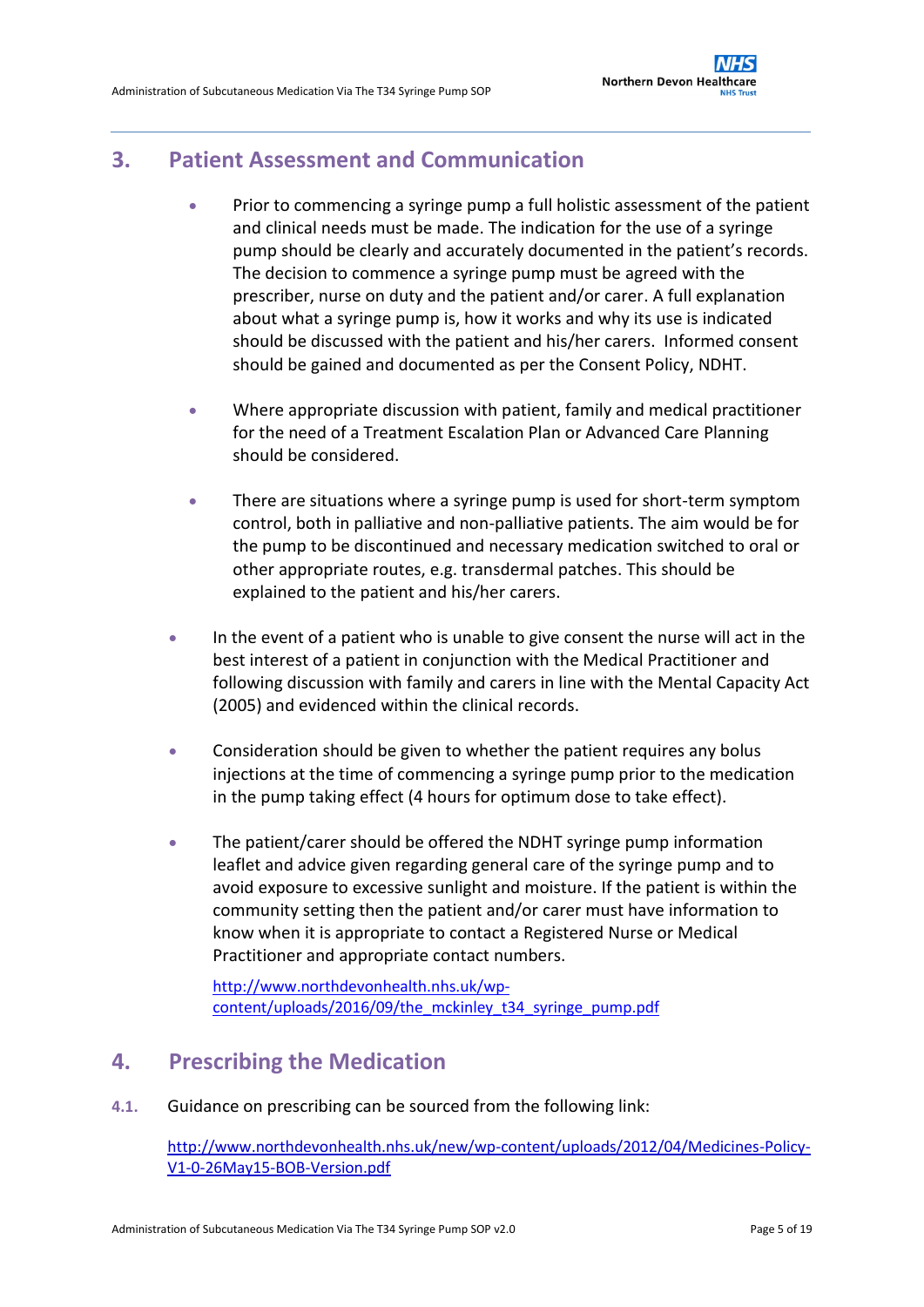## 3. Patient Assessment and Communication

- Prior to commencing a syringe pump a full holistic assessment of the patient and clinical needs must be made. The indication for the use of a syringe pump should be clearly and accurately documented in the patient's records. The decision to commence a syringe pump must be agreed with the prescriber, nurse on duty and the patient and/or carer. A full explanation about what a syringe pump is, how it works and why its use is indicated should be discussed with the patient and his/her carers. Informed consent should be gained and documented as per the Consent Policy, NDHT.

- Where appropriate discussion with patient, family and medical practitioner for the need of a Treatment Escalation Plan or Advanced Care Planning should be considered.

- There are situations where a syringe pump is used for short-term symptom control, both in palliative and non-palliative patients. The aim would be for the pump to be discontinued and necessary medication switched to oral or other appropriate routes, e.g. transdermal patches. This should be explained to the patient and his/her carers.

- In the event of a patient who is unable to give consent the nurse will act in the best interest of a patient in conjunction with the Medical Practitioner and following discussion with family and carers in line with the Mental Capacity Act (2005) and evidenced within the clinical records.

- Consideration should be given to whether the patient requires any bolus injections at the time of commencing a syringe pump prior to the medication in the pump taking effect (4 hours for optimum dose to take effect).

- The patient/carer should be offered the NDHT syringe pump information leaflet and advice given regarding general care of the syringe pump and to avoid exposure to excessive sunlight and moisture. If the patient is within the community setting then the patient and/or carer must have information to know when it is appropriate to contact a Registered Nurse or Medical Practitioner and appropriate contact numbers.

  http://www.northdevonhealth.nhs.uk/wp-content/uploads/2016/09/the_mckinley_t34_syringe_pump.pdf

## 4. Prescribing the Medication

**4.1.** Guidance on prescribing can be sourced from the following link:

http://www.northdevonhealth.nhs.uk/new/wp-content/uploads/2012/04/Medicines-Policy-V1-0-26May15-BOB-Version.pdf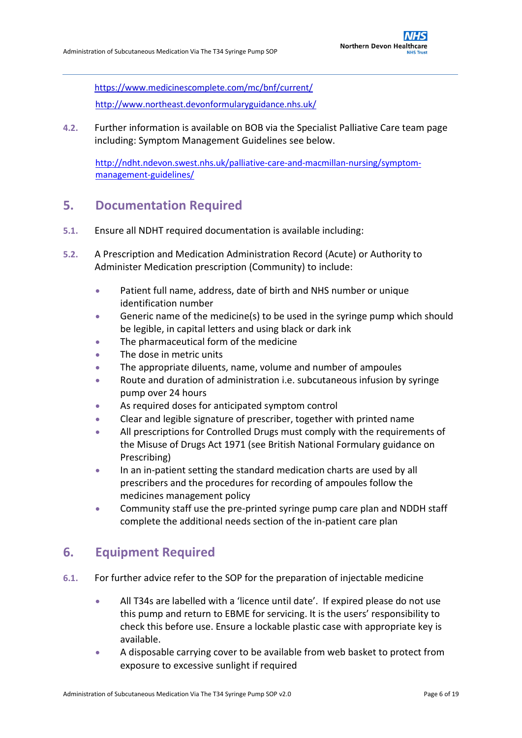https://www.medicinescomplete.com/mc/bnf/current/

http://www.northeast.devonformularyguidance.nhs.uk/

**4.2.** Further information is available on BOB via the Specialist Palliative Care team page including: Symptom Management Guidelines see below.

http://ndht.ndevon.swest.nhs.uk/palliative-care-and-macmillan-nursing/symptom-management-guidelines/

## 5. Documentation Required

**5.1.** Ensure all NDHT required documentation is available including:

**5.2.** A Prescription and Medication Administration Record (Acute) or Authority to Administer Medication prescription (Community) to include:

- Patient full name, address, date of birth and NHS number or unique identification number
- Generic name of the medicine(s) to be used in the syringe pump which should be legible, in capital letters and using black or dark ink
- The pharmaceutical form of the medicine
- The dose in metric units
- The appropriate diluents, name, volume and number of ampoules
- Route and duration of administration i.e. subcutaneous infusion by syringe pump over 24 hours
- As required doses for anticipated symptom control
- Clear and legible signature of prescriber, together with printed name
- All prescriptions for Controlled Drugs must comply with the requirements of the Misuse of Drugs Act 1971 (see British National Formulary guidance on Prescribing)
- In an in-patient setting the standard medication charts are used by all prescribers and the procedures for recording of ampoules follow the medicines management policy
- Community staff use the pre-printed syringe pump care plan and NDDH staff complete the additional needs section of the in-patient care plan

## 6. Equipment Required

**6.1.** For further advice refer to the SOP for the preparation of injectable medicine

- All T34s are labelled with a 'licence until date'. If expired please do not use this pump and return to EBME for servicing. It is the users' responsibility to check this before use. Ensure a lockable plastic case with appropriate key is available.
- A disposable carrying cover to be available from web basket to protect from exposure to excessive sunlight if required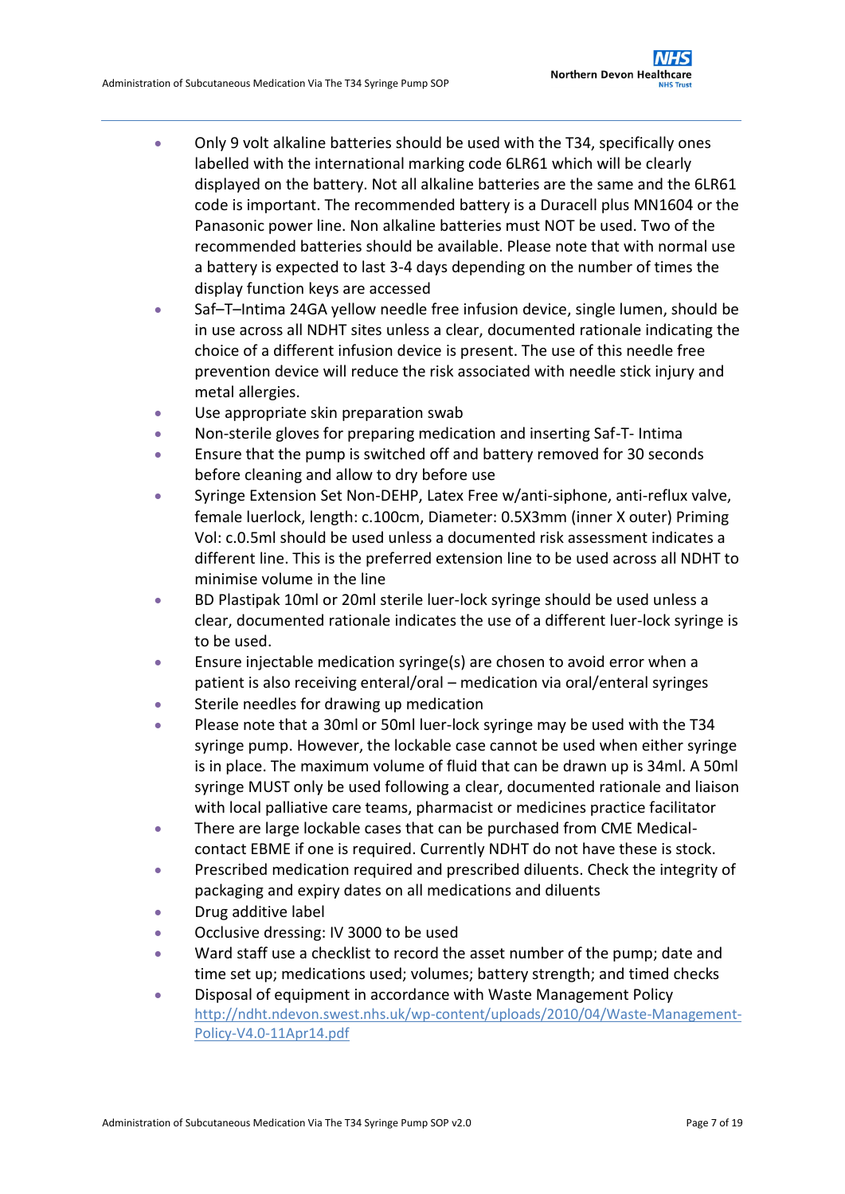- Only 9 volt alkaline batteries should be used with the T34, specifically ones labelled with the international marking code 6LR61 which will be clearly displayed on the battery. Not all alkaline batteries are the same and the 6LR61 code is important. The recommended battery is a Duracell plus MN1604 or the Panasonic power line. Non alkaline batteries must NOT be used. Two of the recommended batteries should be available. Please note that with normal use a battery is expected to last 3-4 days depending on the number of times the display function keys are accessed
- Saf–T–Intima 24GA yellow needle free infusion device, single lumen, should be in use across all NDHT sites unless a clear, documented rationale indicating the choice of a different infusion device is present. The use of this needle free prevention device will reduce the risk associated with needle stick injury and metal allergies.
- Use appropriate skin preparation swab
- Non-sterile gloves for preparing medication and inserting Saf-T- Intima
- Ensure that the pump is switched off and battery removed for 30 seconds before cleaning and allow to dry before use
- Syringe Extension Set Non-DEHP, Latex Free w/anti-siphone, anti-reflux valve, female luerlock, length: c.100cm, Diameter: 0.5X3mm (inner X outer) Priming Vol: c.0.5ml should be used unless a documented risk assessment indicates a different line. This is the preferred extension line to be used across all NDHT to minimise volume in the line
- BD Plastipak 10ml or 20ml sterile luer-lock syringe should be used unless a clear, documented rationale indicates the use of a different luer-lock syringe is to be used.
- Ensure injectable medication syringe(s) are chosen to avoid error when a patient is also receiving enteral/oral – medication via oral/enteral syringes
- Sterile needles for drawing up medication
- Please note that a 30ml or 50ml luer-lock syringe may be used with the T34 syringe pump. However, the lockable case cannot be used when either syringe is in place. The maximum volume of fluid that can be drawn up is 34ml. A 50ml syringe MUST only be used following a clear, documented rationale and liaison with local palliative care teams, pharmacist or medicines practice facilitator
- There are large lockable cases that can be purchased from CME Medical- contact EBME if one is required. Currently NDHT do not have these is stock.
- Prescribed medication required and prescribed diluents. Check the integrity of packaging and expiry dates on all medications and diluents
- Drug additive label
- Occlusive dressing: IV 3000 to be used
- Ward staff use a checklist to record the asset number of the pump; date and time set up; medications used; volumes; battery strength; and timed checks
- Disposal of equipment in accordance with Waste Management Policy [http://ndht.ndevon.swest.nhs.uk/wp-content/uploads/2010/04/Waste-Management-Policy-V4.0-11Apr14.pdf](http://ndht.ndevon.swest.nhs.uk/wp-content/uploads/2010/04/Waste-Management-Policy-V4.0-11Apr14.pdf)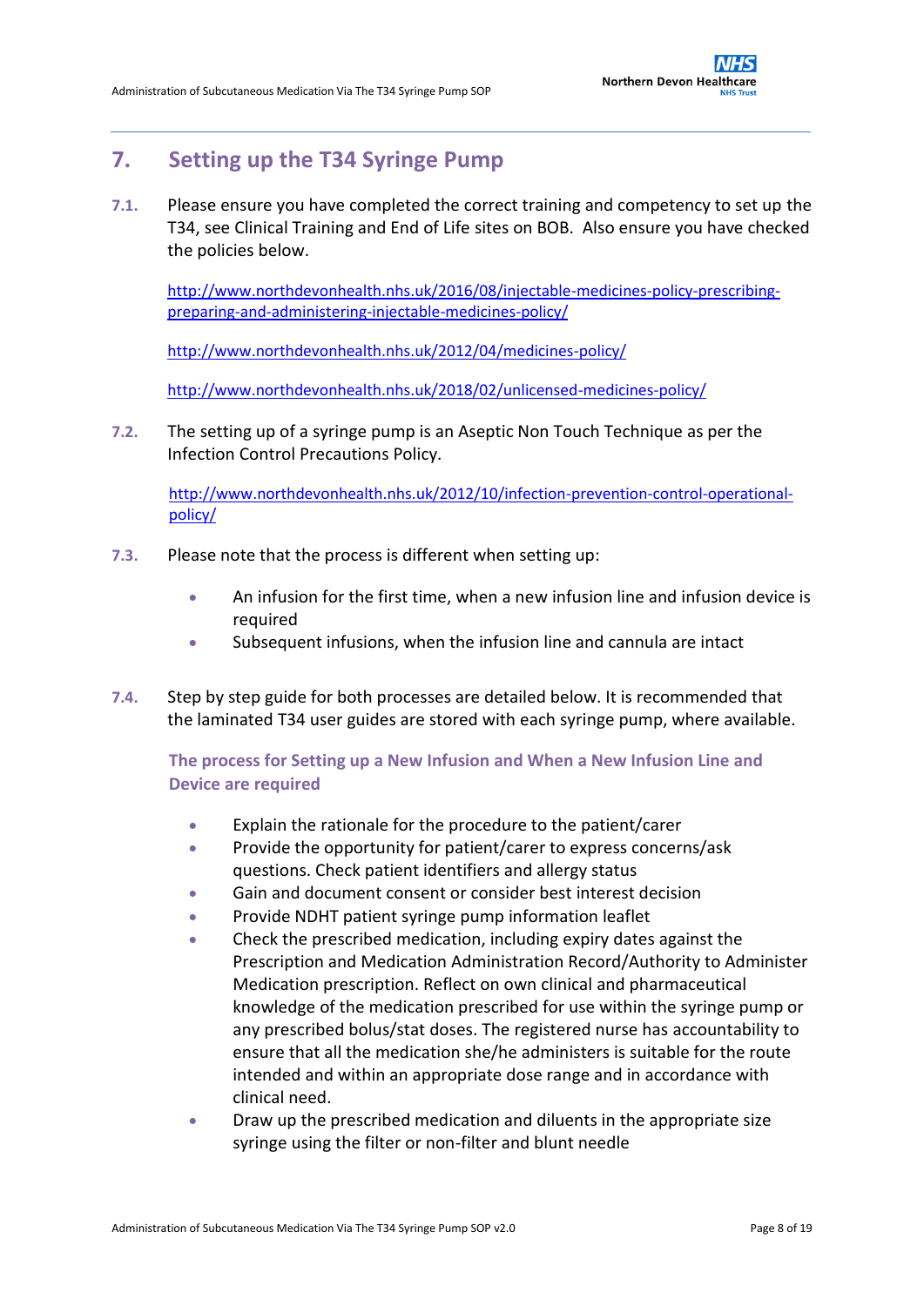## 7. Setting up the T34 Syringe Pump

**7.1.** Please ensure you have completed the correct training and competency to set up the T34, see Clinical Training and End of Life sites on BOB. Also ensure you have checked the policies below.

http://www.northdevonhealth.nhs.uk/2016/08/injectable-medicines-policy-prescribing-preparing-and-administering-injectable-medicines-policy/

http://www.northdevonhealth.nhs.uk/2012/04/medicines-policy/

http://www.northdevonhealth.nhs.uk/2018/02/unlicensed-medicines-policy/

**7.2.** The setting up of a syringe pump is an Aseptic Non Touch Technique as per the Infection Control Precautions Policy.

http://www.northdevonhealth.nhs.uk/2012/10/infection-prevention-control-operational-policy/

**7.3.** Please note that the process is different when setting up:

- An infusion for the first time, when a new infusion line and infusion device is required
- Subsequent infusions, when the infusion line and cannula are intact

**7.4.** Step by step guide for both processes are detailed below. It is recommended that the laminated T34 user guides are stored with each syringe pump, where available.

### The process for Setting up a New Infusion and When a New Infusion Line and Device are required

- Explain the rationale for the procedure to the patient/carer
- Provide the opportunity for patient/carer to express concerns/ask questions. Check patient identifiers and allergy status
- Gain and document consent or consider best interest decision
- Provide NDHT patient syringe pump information leaflet
- Check the prescribed medication, including expiry dates against the Prescription and Medication Administration Record/Authority to Administer Medication prescription. Reflect on own clinical and pharmaceutical knowledge of the medication prescribed for use within the syringe pump or any prescribed bolus/stat doses. The registered nurse has accountability to ensure that all the medication she/he administers is suitable for the route intended and within an appropriate dose range and in accordance with clinical need.
- Draw up the prescribed medication and diluents in the appropriate size syringe using the filter or non-filter and blunt needle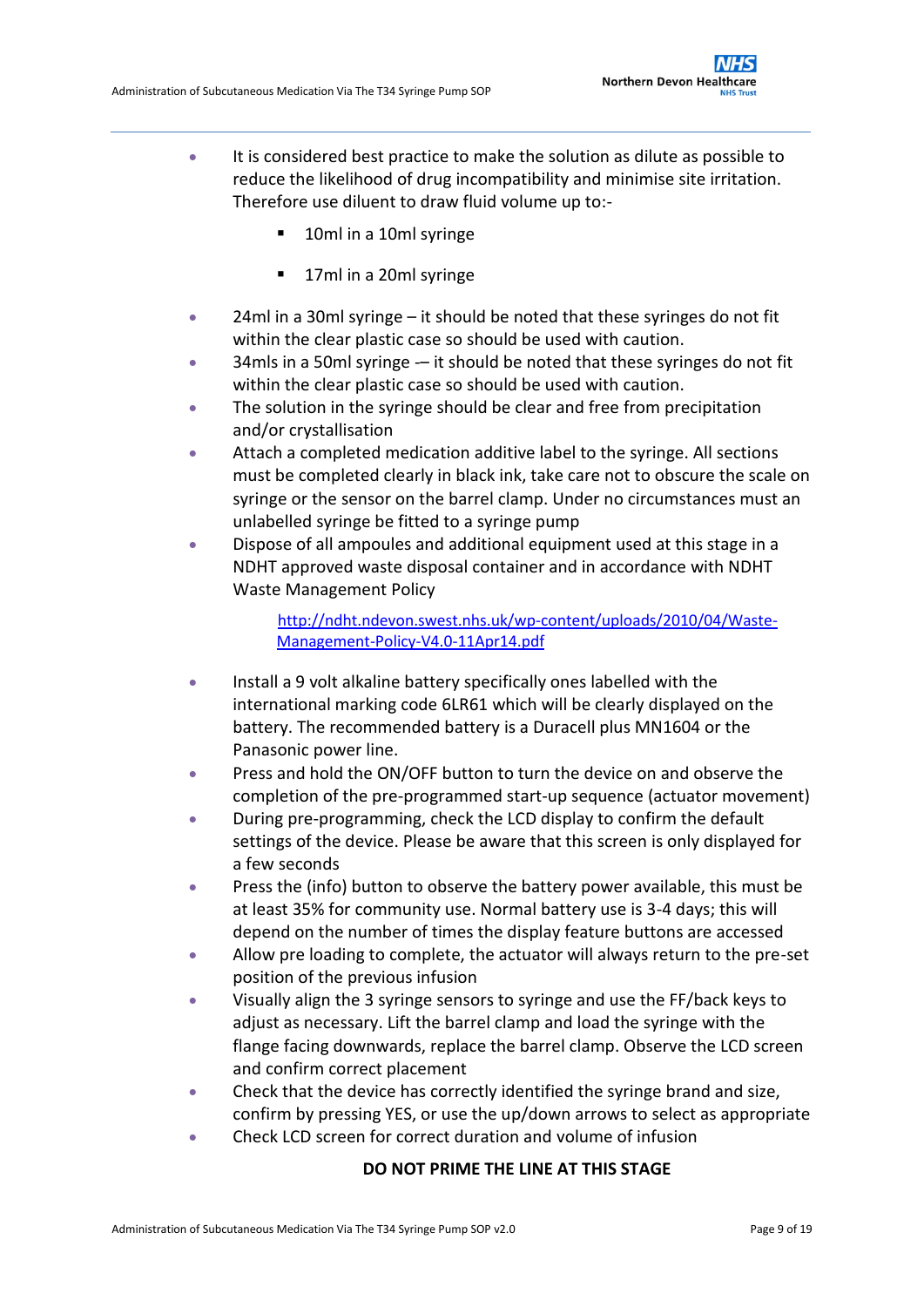- It is considered best practice to make the solution as dilute as possible to reduce the likelihood of drug incompatibility and minimise site irritation. Therefore use diluent to draw fluid volume up to:-
    - 10ml in a 10ml syringe
    - 17ml in a 20ml syringe
- 24ml in a 30ml syringe – it should be noted that these syringes do not fit within the clear plastic case so should be used with caution.
- 34mls in a 50ml syringe -– it should be noted that these syringes do not fit within the clear plastic case so should be used with caution.
- The solution in the syringe should be clear and free from precipitation and/or crystallisation
- Attach a completed medication additive label to the syringe. All sections must be completed clearly in black ink, take care not to obscure the scale on syringe or the sensor on the barrel clamp. Under no circumstances must an unlabelled syringe be fitted to a syringe pump
- Dispose of all ampoules and additional equipment used at this stage in a NDHT approved waste disposal container and in accordance with NDHT Waste Management Policy

    http://ndht.ndevon.swest.nhs.uk/wp-content/uploads/2010/04/Waste-Management-Policy-V4.0-11Apr14.pdf

- Install a 9 volt alkaline battery specifically ones labelled with the international marking code 6LR61 which will be clearly displayed on the battery. The recommended battery is a Duracell plus MN1604 or the Panasonic power line.
- Press and hold the ON/OFF button to turn the device on and observe the completion of the pre-programmed start-up sequence (actuator movement)
- During pre-programming, check the LCD display to confirm the default settings of the device. Please be aware that this screen is only displayed for a few seconds
- Press the (info) button to observe the battery power available, this must be at least 35% for community use. Normal battery use is 3-4 days; this will depend on the number of times the display feature buttons are accessed
- Allow pre loading to complete, the actuator will always return to the pre-set position of the previous infusion
- Visually align the 3 syringe sensors to syringe and use the FF/back keys to adjust as necessary. Lift the barrel clamp and load the syringe with the flange facing downwards, replace the barrel clamp. Observe the LCD screen and confirm correct placement
- Check that the device has correctly identified the syringe brand and size, confirm by pressing YES, or use the up/down arrows to select as appropriate
- Check LCD screen for correct duration and volume of infusion

**DO NOT PRIME THE LINE AT THIS STAGE**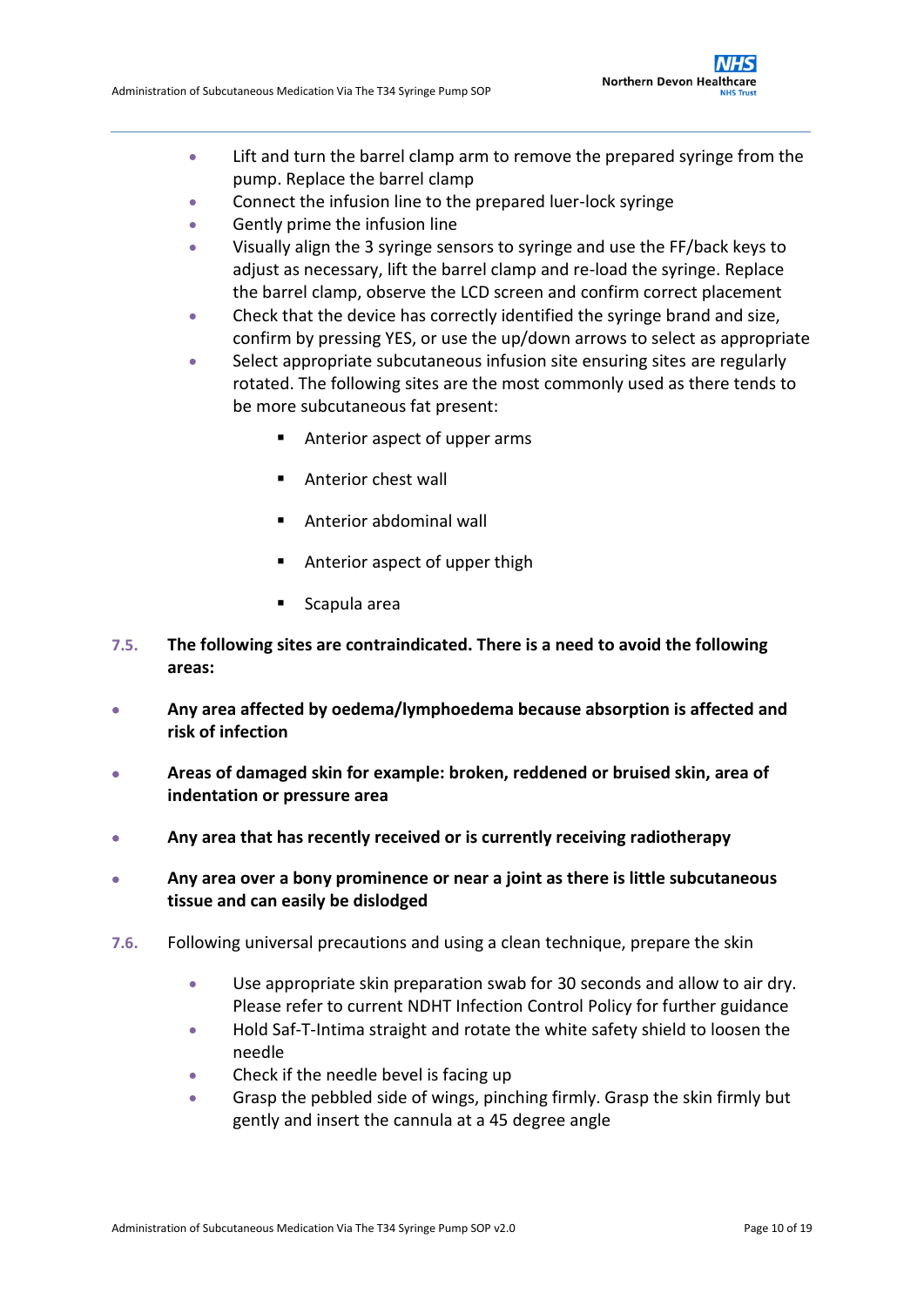- Lift and turn the barrel clamp arm to remove the prepared syringe from the pump. Replace the barrel clamp
- Connect the infusion line to the prepared luer-lock syringe
- Gently prime the infusion line
- Visually align the 3 syringe sensors to syringe and use the FF/back keys to adjust as necessary, lift the barrel clamp and re-load the syringe. Replace the barrel clamp, observe the LCD screen and confirm correct placement
- Check that the device has correctly identified the syringe brand and size, confirm by pressing YES, or use the up/down arrows to select as appropriate
- Select appropriate subcutaneous infusion site ensuring sites are regularly rotated. The following sites are the most commonly used as there tends to be more subcutaneous fat present:
  - Anterior aspect of upper arms
  - Anterior chest wall
  - Anterior abdominal wall
  - Anterior aspect of upper thigh
  - Scapula area

**7.5. The following sites are contraindicated. There is a need to avoid the following areas:**

- **Any area affected by oedema/lymphoedema because absorption is affected and risk of infection**
- **Areas of damaged skin for example: broken, reddened or bruised skin, area of indentation or pressure area**
- **Any area that has recently received or is currently receiving radiotherapy**
- **Any area over a bony prominence or near a joint as there is little subcutaneous tissue and can easily be dislodged**

**7.6.** Following universal precautions and using a clean technique, prepare the skin

- Use appropriate skin preparation swab for 30 seconds and allow to air dry. Please refer to current NDHT Infection Control Policy for further guidance
- Hold Saf-T-Intima straight and rotate the white safety shield to loosen the needle
- Check if the needle bevel is facing up
- Grasp the pebbled side of wings, pinching firmly. Grasp the skin firmly but gently and insert the cannula at a 45 degree angle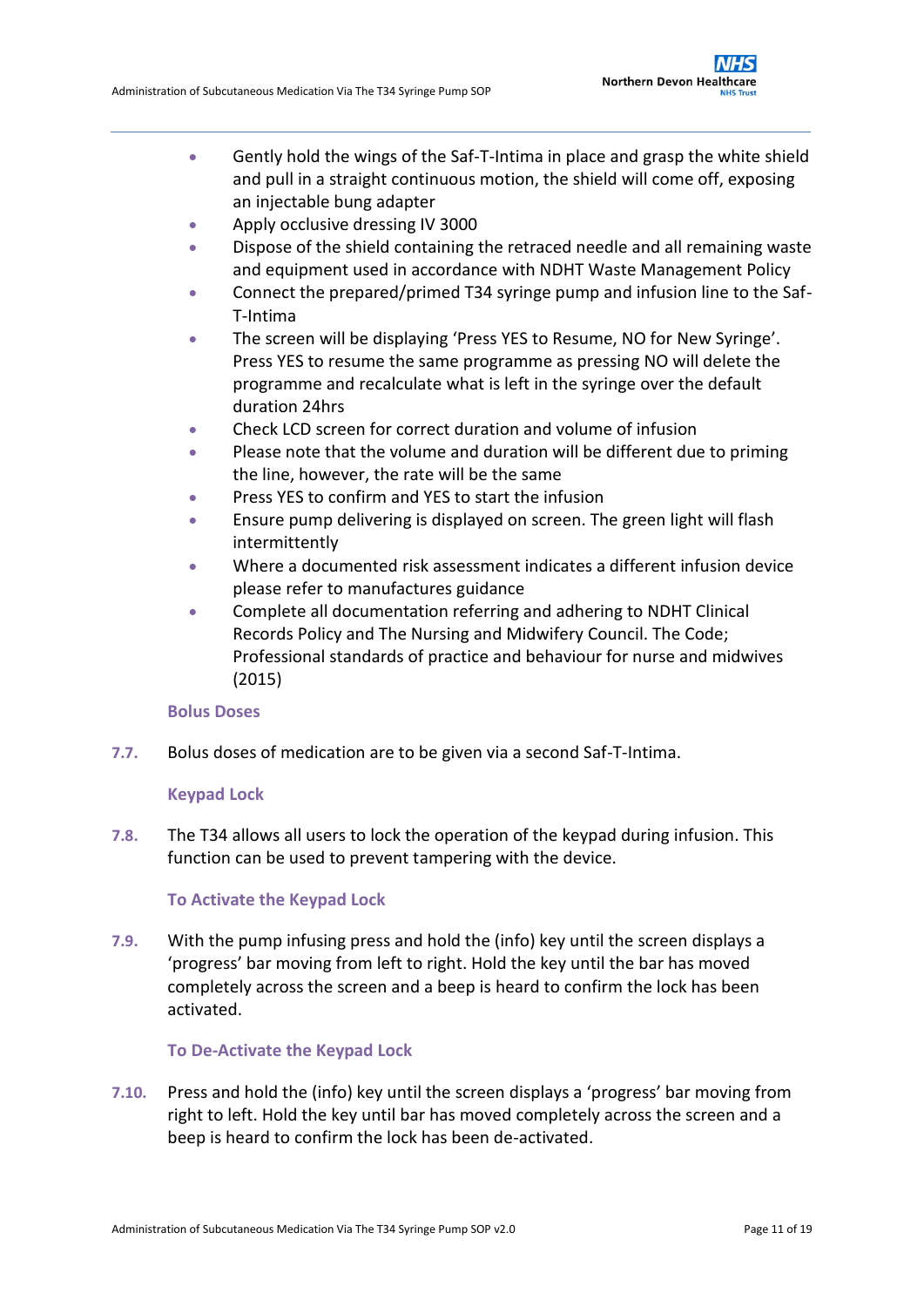- Gently hold the wings of the Saf-T-Intima in place and grasp the white shield and pull in a straight continuous motion, the shield will come off, exposing an injectable bung adapter
- Apply occlusive dressing IV 3000
- Dispose of the shield containing the retraced needle and all remaining waste and equipment used in accordance with NDHT Waste Management Policy
- Connect the prepared/primed T34 syringe pump and infusion line to the Saf-T-Intima
- The screen will be displaying 'Press YES to Resume, NO for New Syringe'. Press YES to resume the same programme as pressing NO will delete the programme and recalculate what is left in the syringe over the default duration 24hrs
- Check LCD screen for correct duration and volume of infusion
- Please note that the volume and duration will be different due to priming the line, however, the rate will be the same
- Press YES to confirm and YES to start the infusion
- Ensure pump delivering is displayed on screen. The green light will flash intermittently
- Where a documented risk assessment indicates a different infusion device please refer to manufactures guidance
- Complete all documentation referring and adhering to NDHT Clinical Records Policy and The Nursing and Midwifery Council. The Code; Professional standards of practice and behaviour for nurse and midwives (2015)

### Bolus Doses

**7.7.** Bolus doses of medication are to be given via a second Saf-T-Intima.

### Keypad Lock

**7.8.** The T34 allows all users to lock the operation of the keypad during infusion. This function can be used to prevent tampering with the device.

### To Activate the Keypad Lock

**7.9.** With the pump infusing press and hold the (info) key until the screen displays a 'progress' bar moving from left to right. Hold the key until the bar has moved completely across the screen and a beep is heard to confirm the lock has been activated.

### To De-Activate the Keypad Lock

**7.10.** Press and hold the (info) key until the screen displays a 'progress' bar moving from right to left. Hold the key until bar has moved completely across the screen and a beep is heard to confirm the lock has been de-activated.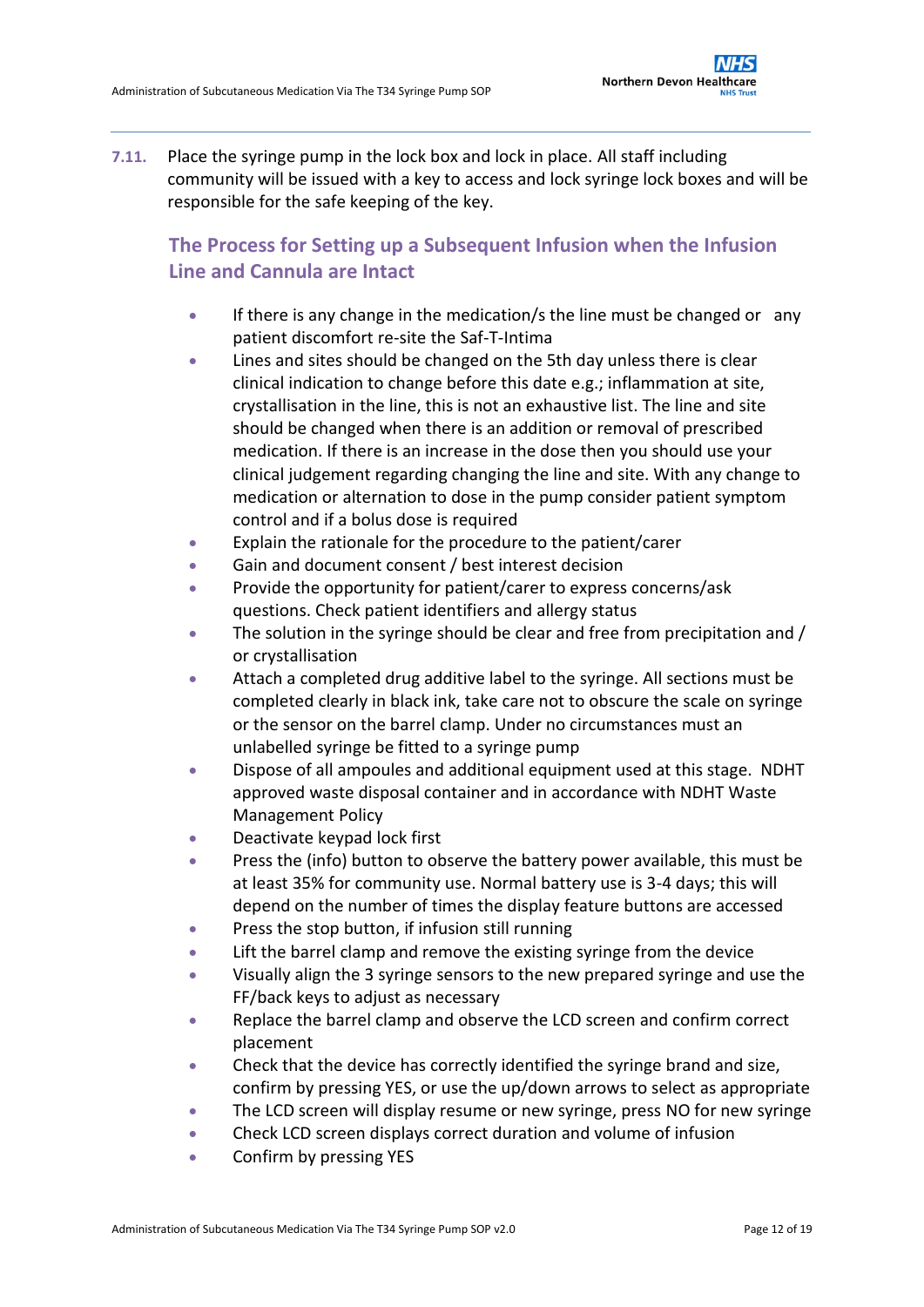**7.11.** Place the syringe pump in the lock box and lock in place. All staff including community will be issued with a key to access and lock syringe lock boxes and will be responsible for the safe keeping of the key.

### The Process for Setting up a Subsequent Infusion when the Infusion Line and Cannula are Intact

- If there is any change in the medication/s the line must be changed or any patient discomfort re-site the Saf-T-Intima
- Lines and sites should be changed on the 5th day unless there is clear clinical indication to change before this date e.g.; inflammation at site, crystallisation in the line, this is not an exhaustive list. The line and site should be changed when there is an addition or removal of prescribed medication. If there is an increase in the dose then you should use your clinical judgement regarding changing the line and site. With any change to medication or alternation to dose in the pump consider patient symptom control and if a bolus dose is required
- Explain the rationale for the procedure to the patient/carer
- Gain and document consent / best interest decision
- Provide the opportunity for patient/carer to express concerns/ask questions. Check patient identifiers and allergy status
- The solution in the syringe should be clear and free from precipitation and / or crystallisation
- Attach a completed drug additive label to the syringe. All sections must be completed clearly in black ink, take care not to obscure the scale on syringe or the sensor on the barrel clamp. Under no circumstances must an unlabelled syringe be fitted to a syringe pump
- Dispose of all ampoules and additional equipment used at this stage. NDHT approved waste disposal container and in accordance with NDHT Waste Management Policy
- Deactivate keypad lock first
- Press the (info) button to observe the battery power available, this must be at least 35% for community use. Normal battery use is 3-4 days; this will depend on the number of times the display feature buttons are accessed
- Press the stop button, if infusion still running
- Lift the barrel clamp and remove the existing syringe from the device
- Visually align the 3 syringe sensors to the new prepared syringe and use the FF/back keys to adjust as necessary
- Replace the barrel clamp and observe the LCD screen and confirm correct placement
- Check that the device has correctly identified the syringe brand and size, confirm by pressing YES, or use the up/down arrows to select as appropriate
- The LCD screen will display resume or new syringe, press NO for new syringe
- Check LCD screen displays correct duration and volume of infusion
- Confirm by pressing YES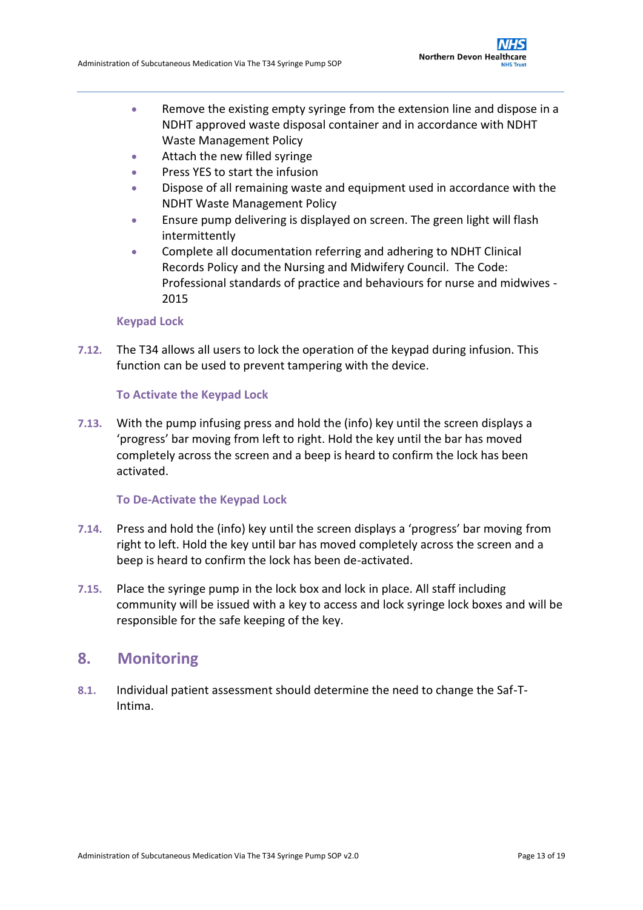- Remove the existing empty syringe from the extension line and dispose in a NDHT approved waste disposal container and in accordance with NDHT Waste Management Policy
- Attach the new filled syringe
- Press YES to start the infusion
- Dispose of all remaining waste and equipment used in accordance with the NDHT Waste Management Policy
- Ensure pump delivering is displayed on screen. The green light will flash intermittently
- Complete all documentation referring and adhering to NDHT Clinical Records Policy and the Nursing and Midwifery Council. The Code: Professional standards of practice and behaviours for nurse and midwives - 2015

### Keypad Lock

**7.12.** The T34 allows all users to lock the operation of the keypad during infusion. This function can be used to prevent tampering with the device.

#### To Activate the Keypad Lock

**7.13.** With the pump infusing press and hold the (info) key until the screen displays a 'progress' bar moving from left to right. Hold the key until the bar has moved completely across the screen and a beep is heard to confirm the lock has been activated.

#### To De-Activate the Keypad Lock

**7.14.** Press and hold the (info) key until the screen displays a 'progress' bar moving from right to left. Hold the key until bar has moved completely across the screen and a beep is heard to confirm the lock has been de-activated.

**7.15.** Place the syringe pump in the lock box and lock in place. All staff including community will be issued with a key to access and lock syringe lock boxes and will be responsible for the safe keeping of the key.

## 8. Monitoring

**8.1.** Individual patient assessment should determine the need to change the Saf-T-Intima.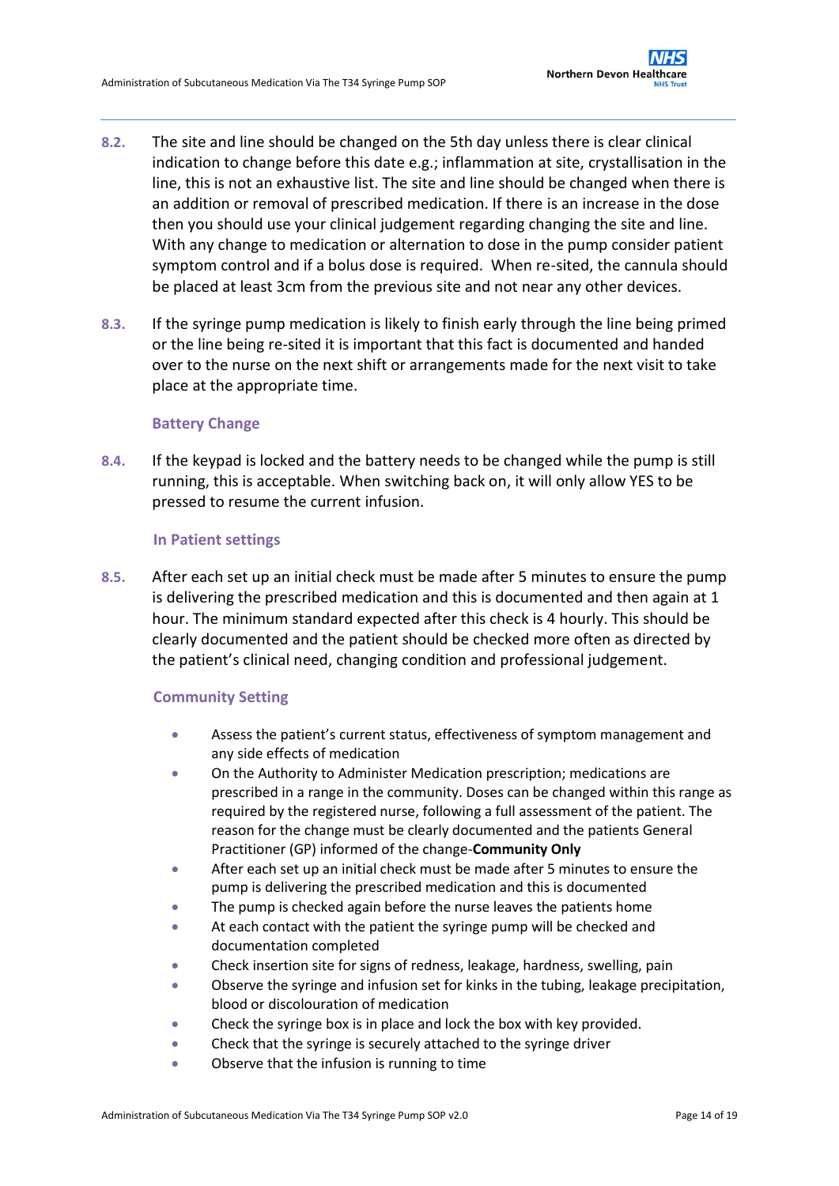8.2. The site and line should be changed on the 5th day unless there is clear clinical indication to change before this date e.g.; inflammation at site, crystallisation in the line, this is not an exhaustive list. The site and line should be changed when there is an addition or removal of prescribed medication. If there is an increase in the dose then you should use your clinical judgement regarding changing the site and line. With any change to medication or alternation to dose in the pump consider patient symptom control and if a bolus dose is required. When re-sited, the cannula should be placed at least 3cm from the previous site and not near any other devices.

8.3. If the syringe pump medication is likely to finish early through the line being primed or the line being re-sited it is important that this fact is documented and handed over to the nurse on the next shift or arrangements made for the next visit to take place at the appropriate time.

### Battery Change

8.4. If the keypad is locked and the battery needs to be changed while the pump is still running, this is acceptable. When switching back on, it will only allow YES to be pressed to resume the current infusion.

### In Patient settings

8.5. After each set up an initial check must be made after 5 minutes to ensure the pump is delivering the prescribed medication and this is documented and then again at 1 hour. The minimum standard expected after this check is 4 hourly. This should be clearly documented and the patient should be checked more often as directed by the patient's clinical need, changing condition and professional judgement.

### Community Setting

- Assess the patient's current status, effectiveness of symptom management and any side effects of medication
- On the Authority to Administer Medication prescription; medications are prescribed in a range in the community. Doses can be changed within this range as required by the registered nurse, following a full assessment of the patient. The reason for the change must be clearly documented and the patients General Practitioner (GP) informed of the change-**Community Only**
- After each set up an initial check must be made after 5 minutes to ensure the pump is delivering the prescribed medication and this is documented
- The pump is checked again before the nurse leaves the patients home
- At each contact with the patient the syringe pump will be checked and documentation completed
- Check insertion site for signs of redness, leakage, hardness, swelling, pain
- Observe the syringe and infusion set for kinks in the tubing, leakage precipitation, blood or discolouration of medication
- Check the syringe box is in place and lock the box with key provided.
- Check that the syringe is securely attached to the syringe driver
- Observe that the infusion is running to time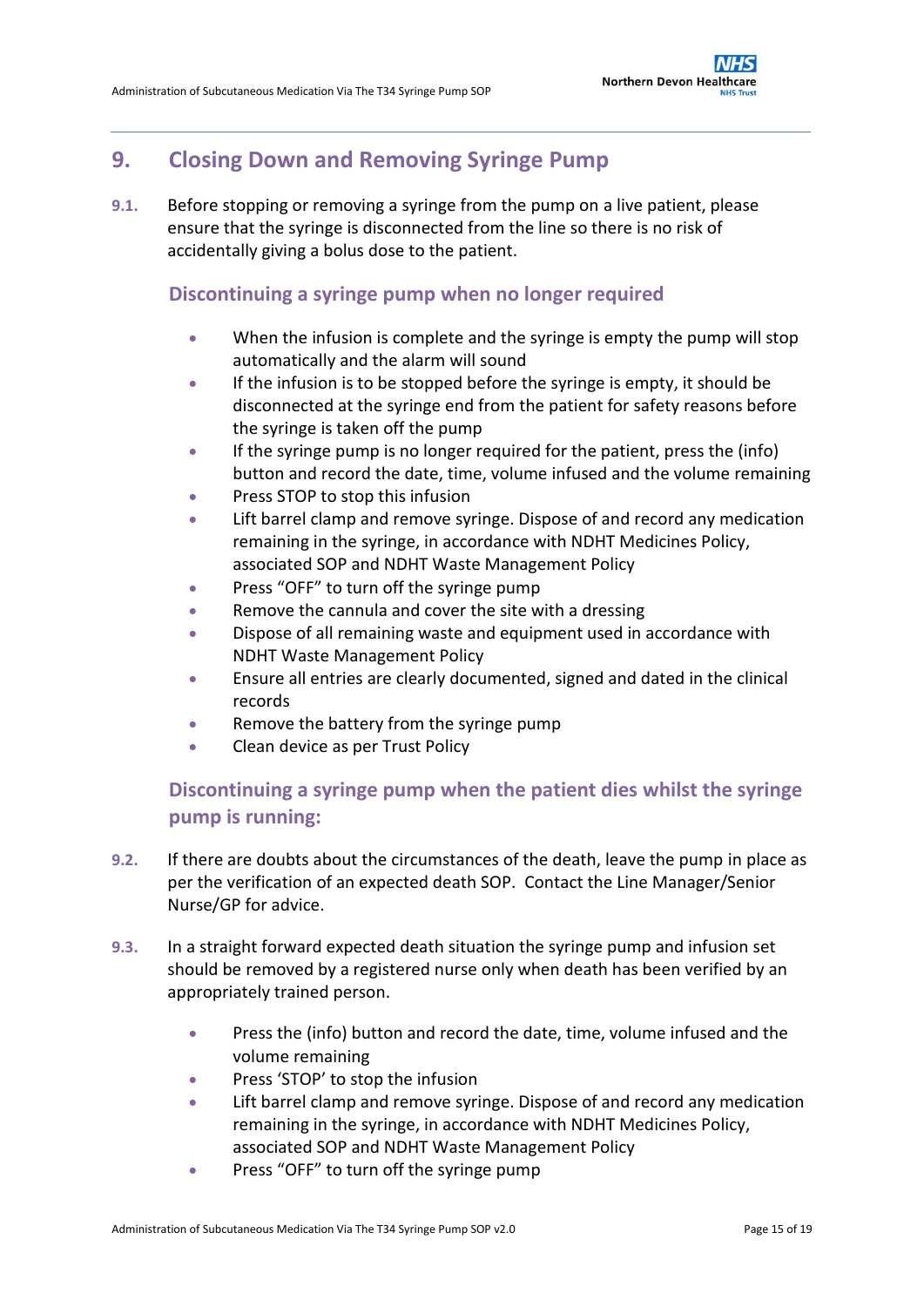## 9. Closing Down and Removing Syringe Pump

**9.1.** Before stopping or removing a syringe from the pump on a live patient, please ensure that the syringe is disconnected from the line so there is no risk of accidentally giving a bolus dose to the patient.

### Discontinuing a syringe pump when no longer required

- When the infusion is complete and the syringe is empty the pump will stop automatically and the alarm will sound
- If the infusion is to be stopped before the syringe is empty, it should be disconnected at the syringe end from the patient for safety reasons before the syringe is taken off the pump
- If the syringe pump is no longer required for the patient, press the (info) button and record the date, time, volume infused and the volume remaining
- Press STOP to stop this infusion
- Lift barrel clamp and remove syringe. Dispose of and record any medication remaining in the syringe, in accordance with NDHT Medicines Policy, associated SOP and NDHT Waste Management Policy
- Press "OFF" to turn off the syringe pump
- Remove the cannula and cover the site with a dressing
- Dispose of all remaining waste and equipment used in accordance with NDHT Waste Management Policy
- Ensure all entries are clearly documented, signed and dated in the clinical records
- Remove the battery from the syringe pump
- Clean device as per Trust Policy

### Discontinuing a syringe pump when the patient dies whilst the syringe pump is running:

**9.2.** If there are doubts about the circumstances of the death, leave the pump in place as per the verification of an expected death SOP. Contact the Line Manager/Senior Nurse/GP for advice.

**9.3.** In a straight forward expected death situation the syringe pump and infusion set should be removed by a registered nurse only when death has been verified by an appropriately trained person.

- Press the (info) button and record the date, time, volume infused and the volume remaining
- Press 'STOP' to stop the infusion
- Lift barrel clamp and remove syringe. Dispose of and record any medication remaining in the syringe, in accordance with NDHT Medicines Policy, associated SOP and NDHT Waste Management Policy
- Press "OFF" to turn off the syringe pump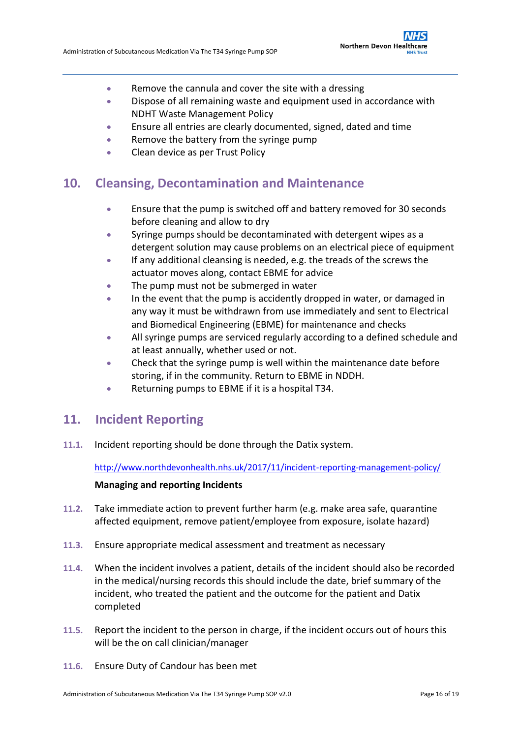- Remove the cannula and cover the site with a dressing
- Dispose of all remaining waste and equipment used in accordance with NDHT Waste Management Policy
- Ensure all entries are clearly documented, signed, dated and time
- Remove the battery from the syringe pump
- Clean device as per Trust Policy

## 10. Cleansing, Decontamination and Maintenance

- Ensure that the pump is switched off and battery removed for 30 seconds before cleaning and allow to dry
- Syringe pumps should be decontaminated with detergent wipes as a detergent solution may cause problems on an electrical piece of equipment
- If any additional cleansing is needed, e.g. the treads of the screws the actuator moves along, contact EBME for advice
- The pump must not be submerged in water
- In the event that the pump is accidently dropped in water, or damaged in any way it must be withdrawn from use immediately and sent to Electrical and Biomedical Engineering (EBME) for maintenance and checks
- All syringe pumps are serviced regularly according to a defined schedule and at least annually, whether used or not.
- Check that the syringe pump is well within the maintenance date before storing, if in the community. Return to EBME in NDDH.
- Returning pumps to EBME if it is a hospital T34.

## 11. Incident Reporting

**11.1.** Incident reporting should be done through the Datix system.

http://www.northdevonhealth.nhs.uk/2017/11/incident-reporting-management-policy/

**Managing and reporting Incidents**

**11.2.** Take immediate action to prevent further harm (e.g. make area safe, quarantine affected equipment, remove patient/employee from exposure, isolate hazard)

**11.3.** Ensure appropriate medical assessment and treatment as necessary

**11.4.** When the incident involves a patient, details of the incident should also be recorded in the medical/nursing records this should include the date, brief summary of the incident, who treated the patient and the outcome for the patient and Datix completed

**11.5.** Report the incident to the person in charge, if the incident occurs out of hours this will be the on call clinician/manager

**11.6.** Ensure Duty of Candour has been met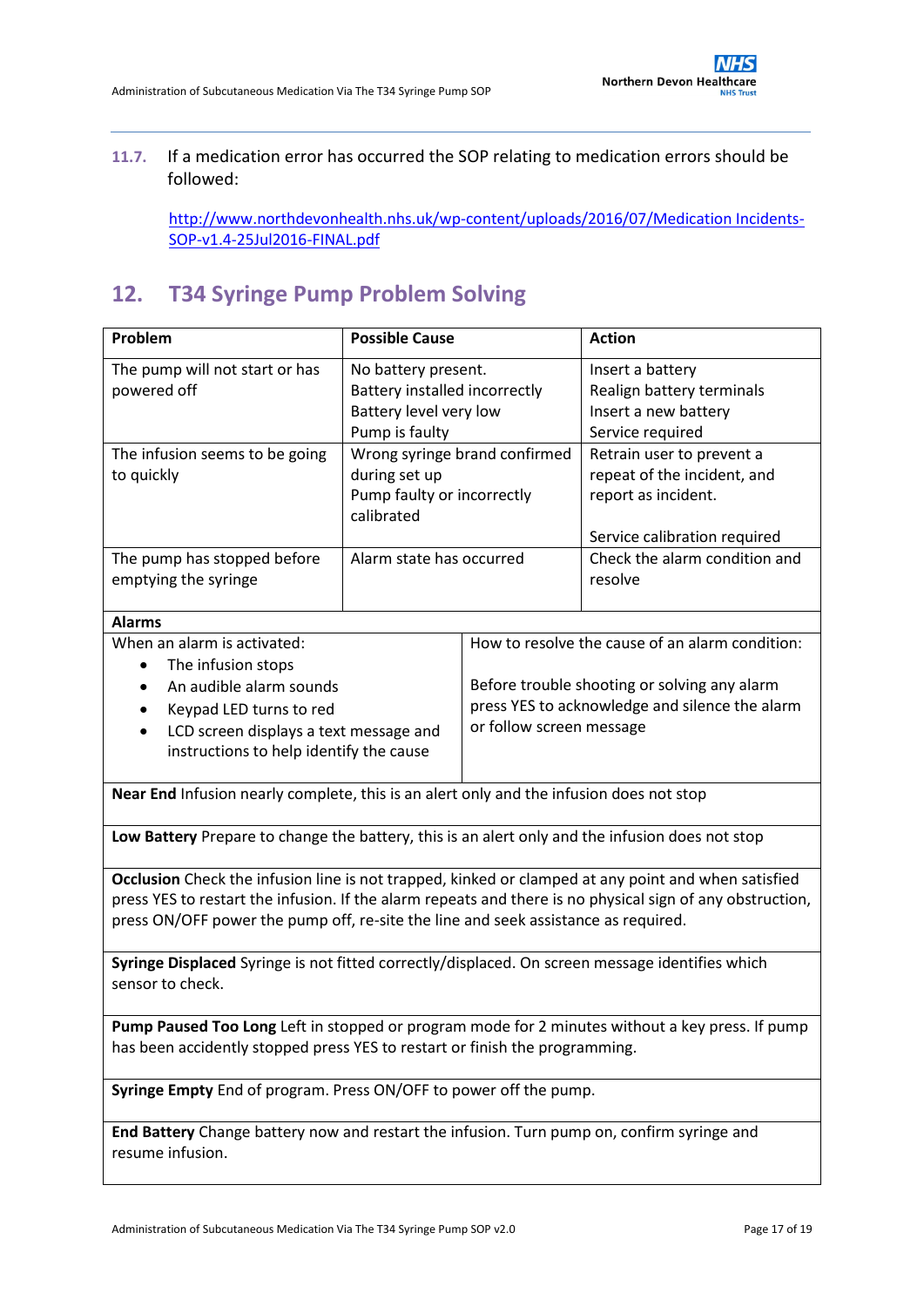11.7. If a medication error has occurred the SOP relating to medication errors should be followed:

http://www.northdevonhealth.nhs.uk/wp-content/uploads/2016/07/Medication Incidents-SOP-v1.4-25Jul2016-FINAL.pdf

## 12. T34 Syringe Pump Problem Solving

| Problem | Possible Cause | Action |
|---|---|---|
| The pump will not start or has powered off | No battery present.<br>Battery installed incorrectly<br>Battery level very low<br>Pump is faulty | Insert a battery<br>Realign battery terminals<br>Insert a new battery<br>Service required |
| The infusion seems to be going to quickly | Wrong syringe brand confirmed during set up<br>Pump faulty or incorrectly calibrated | Retrain user to prevent a repeat of the incident, and report as incident.<br><br>Service calibration required |
| The pump has stopped before emptying the syringe | Alarm state has occurred | Check the alarm condition and resolve |

**Alarms**

| When an alarm is activated: | How to resolve the cause of an alarm condition: |
|---|---|
| • The infusion stops<br>• An audible alarm sounds<br>• Keypad LED turns to red<br>• LCD screen displays a text message and instructions to help identify the cause | Before trouble shooting or solving any alarm press YES to acknowledge and silence the alarm or follow screen message |

**Near End** Infusion nearly complete, this is an alert only and the infusion does not stop

**Low Battery** Prepare to change the battery, this is an alert only and the infusion does not stop

**Occlusion** Check the infusion line is not trapped, kinked or clamped at any point and when satisfied press YES to restart the infusion. If the alarm repeats and there is no physical sign of any obstruction, press ON/OFF power the pump off, re-site the line and seek assistance as required.

**Syringe Displaced** Syringe is not fitted correctly/displaced. On screen message identifies which sensor to check.

**Pump Paused Too Long** Left in stopped or program mode for 2 minutes without a key press. If pump has been accidently stopped press YES to restart or finish the programming.

**Syringe Empty** End of program. Press ON/OFF to power off the pump.

**End Battery** Change battery now and restart the infusion. Turn pump on, confirm syringe and resume infusion.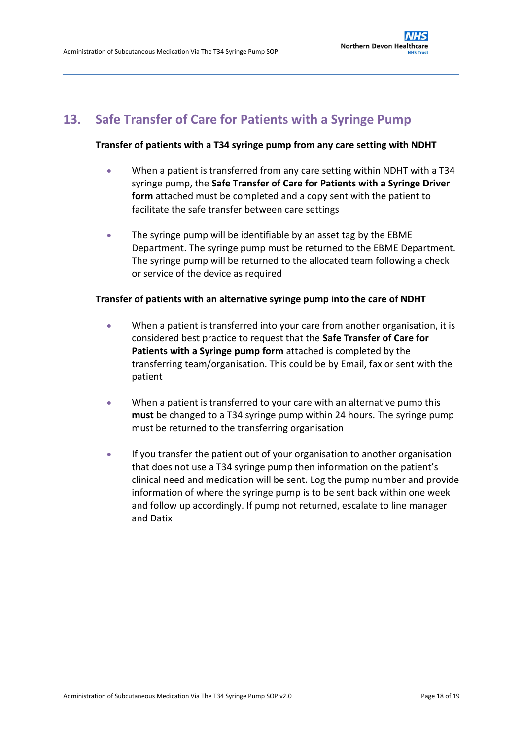## 13. Safe Transfer of Care for Patients with a Syringe Pump

**Transfer of patients with a T34 syringe pump from any care setting with NDHT**

- When a patient is transferred from any care setting within NDHT with a T34 syringe pump, the **Safe Transfer of Care for Patients with a Syringe Driver form** attached must be completed and a copy sent with the patient to facilitate the safe transfer between care settings

- The syringe pump will be identifiable by an asset tag by the EBME Department. The syringe pump must be returned to the EBME Department. The syringe pump will be returned to the allocated team following a check or service of the device as required

**Transfer of patients with an alternative syringe pump into the care of NDHT**

- When a patient is transferred into your care from another organisation, it is considered best practice to request that the **Safe Transfer of Care for Patients with a Syringe pump form** attached is completed by the transferring team/organisation. This could be by Email, fax or sent with the patient

- When a patient is transferred to your care with an alternative pump this **must** be changed to a T34 syringe pump within 24 hours. The syringe pump must be returned to the transferring organisation

- If you transfer the patient out of your organisation to another organisation that does not use a T34 syringe pump then information on the patient's clinical need and medication will be sent. Log the pump number and provide information of where the syringe pump is to be sent back within one week and follow up accordingly. If pump not returned, escalate to line manager and Datix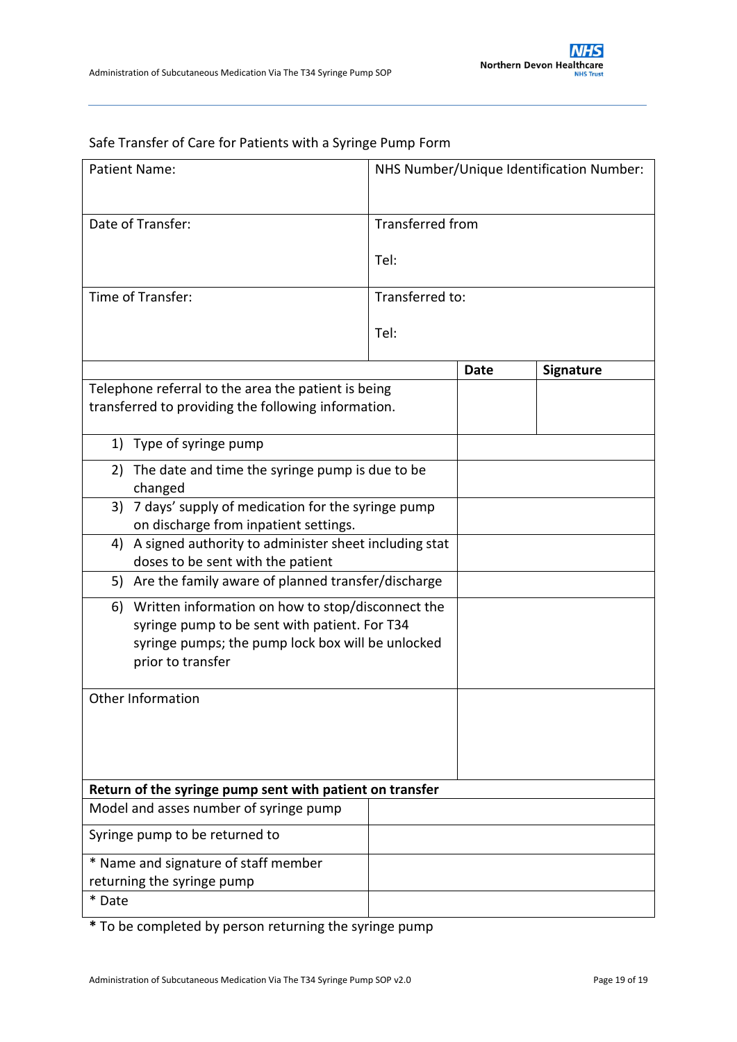Safe Transfer of Care for Patients with a Syringe Pump Form

| | |
|---|---|
| Patient Name: | NHS Number/Unique Identification Number: |
| Date of Transfer: | Transferred from<br><br>Tel: |
| Time of Transfer: | Transferred to:<br><br>Tel: |

| | Date | Signature |
|---|---|---|
| Telephone referral to the area the patient is being transferred to providing the following information. | | |
| 1) Type of syringe pump | | |
| 2) The date and time the syringe pump is due to be changed | | |
| 3) 7 days' supply of medication for the syringe pump on discharge from inpatient settings. | | |
| 4) A signed authority to administer sheet including stat doses to be sent with the patient | | |
| 5) Are the family aware of planned transfer/discharge | | |
| 6) Written information on how to stop/disconnect the syringe pump to be sent with patient. For T34 syringe pumps; the pump lock box will be unlocked prior to transfer | | |
| Other Information | | |

| **Return of the syringe pump sent with patient on transfer** | |
|---|---|
| Model and asses number of syringe pump | |
| Syringe pump to be returned to | |
| * Name and signature of staff member returning the syringe pump | |
| * Date | |

**\*** To be completed by person returning the syringe pump